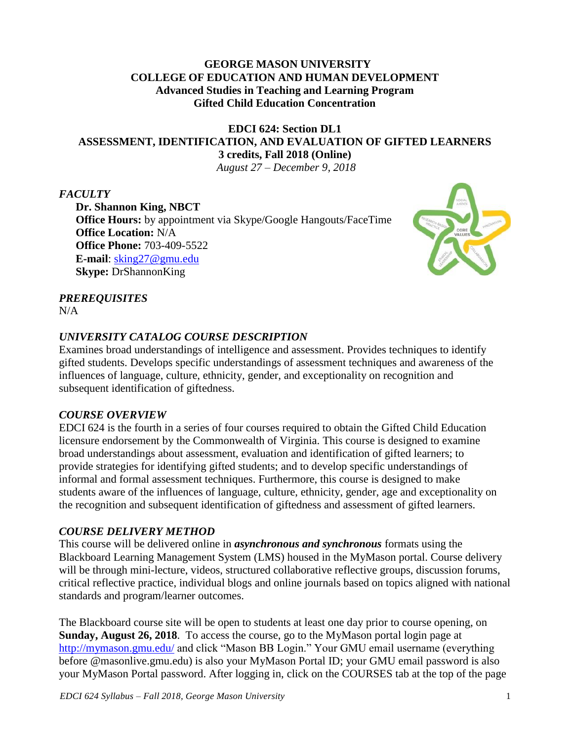**GEORGE MASON UNIVERSITY**
**COLLEGE OF EDUCATION AND HUMAN DEVELOPMENT**
**Advanced Studies in Teaching and Learning Program**
**Gifted Child Education Concentration**

# EDCI 624: Section DL1
# ASSESSMENT, IDENTIFICATION, AND EVALUATION OF GIFTED LEARNERS
**3 credits, Fall 2018 (Online)**
*August 27 – December 9, 2018*

## *FACULTY*

**Dr. Shannon King, NBCT**
**Office Hours:** by appointment via Skype/Google Hangouts/FaceTime
**Office Location:** N/A
**Office Phone:** 703-409-5522
**E-mail**: sking27@gmu.edu
**Skype:** DrShannonKing

## *PREREQUISITES*

N/A

## *UNIVERSITY CATALOG COURSE DESCRIPTION*

Examines broad understandings of intelligence and assessment. Provides techniques to identify gifted students. Develops specific understandings of assessment techniques and awareness of the influences of language, culture, ethnicity, gender, and exceptionality on recognition and subsequent identification of giftedness.

## *COURSE OVERVIEW*

EDCI 624 is the fourth in a series of four courses required to obtain the Gifted Child Education licensure endorsement by the Commonwealth of Virginia. This course is designed to examine broad understandings about assessment, evaluation and identification of gifted learners; to provide strategies for identifying gifted students; and to develop specific understandings of informal and formal assessment techniques. Furthermore, this course is designed to make students aware of the influences of language, culture, ethnicity, gender, age and exceptionality on the recognition and subsequent identification of giftedness and assessment of gifted learners.

## *COURSE DELIVERY METHOD*

This course will be delivered online in ***asynchronous and synchronous*** formats using the Blackboard Learning Management System (LMS) housed in the MyMason portal. Course delivery will be through mini-lecture, videos, structured collaborative reflective groups, discussion forums, critical reflective practice, individual blogs and online journals based on topics aligned with national standards and program/learner outcomes.

The Blackboard course site will be open to students at least one day prior to course opening, on **Sunday, August 26, 2018**. To access the course, go to the MyMason portal login page at http://mymason.gmu.edu/ and click "Mason BB Login." Your GMU email username (everything before @masonlive.gmu.edu) is also your MyMason Portal ID; your GMU email password is also your MyMason Portal password. After logging in, click on the COURSES tab at the top of the page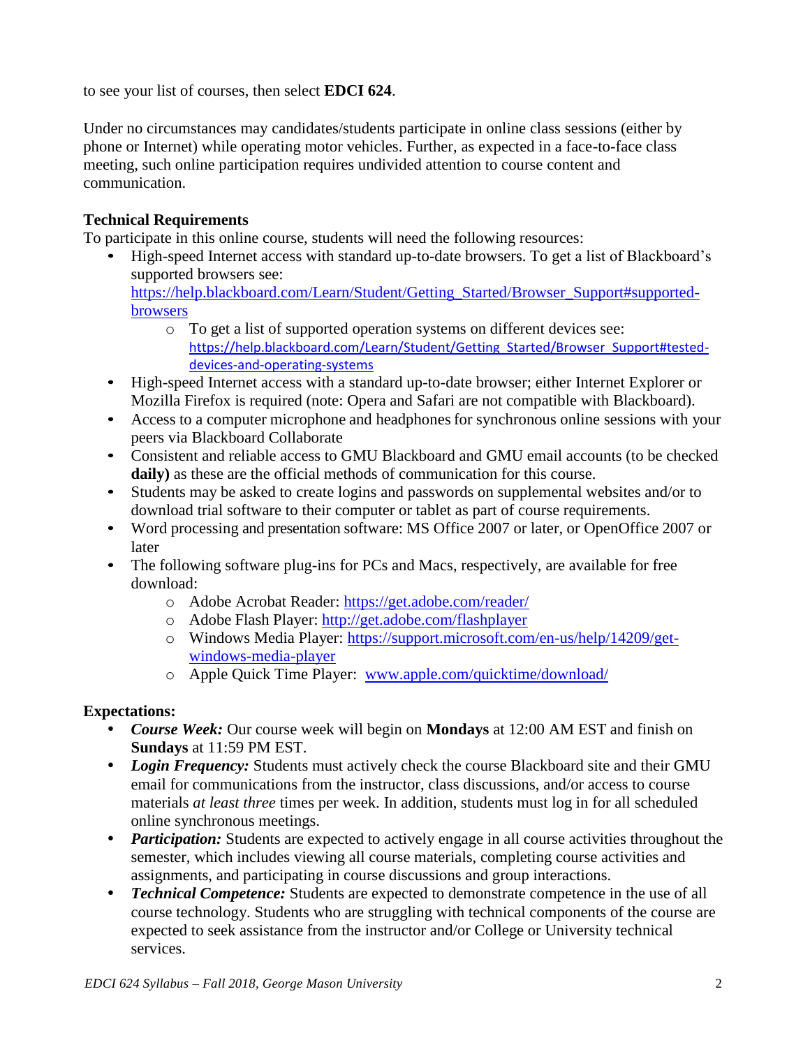to see your list of courses, then select **EDCI 624**.

Under no circumstances may candidates/students participate in online class sessions (either by phone or Internet) while operating motor vehicles. Further, as expected in a face-to-face class meeting, such online participation requires undivided attention to course content and communication.

**Technical Requirements**
To participate in this online course, students will need the following resources:

- High-speed Internet access with standard up-to-date browsers. To get a list of Blackboard's supported browsers see: https://help.blackboard.com/Learn/Student/Getting_Started/Browser_Support#supported-browsers
  - To get a list of supported operation systems on different devices see: https://help.blackboard.com/Learn/Student/Getting_Started/Browser_Support#tested-devices-and-operating-systems
- High-speed Internet access with a standard up-to-date browser; either Internet Explorer or Mozilla Firefox is required (note: Opera and Safari are not compatible with Blackboard).
- Access to a computer microphone and headphones for synchronous online sessions with your peers via Blackboard Collaborate
- Consistent and reliable access to GMU Blackboard and GMU email accounts (to be checked **daily)** as these are the official methods of communication for this course.
- Students may be asked to create logins and passwords on supplemental websites and/or to download trial software to their computer or tablet as part of course requirements.
- Word processing and presentation software: MS Office 2007 or later, or OpenOffice 2007 or later
- The following software plug-ins for PCs and Macs, respectively, are available for free download:
  - Adobe Acrobat Reader: https://get.adobe.com/reader/
  - Adobe Flash Player: http://get.adobe.com/flashplayer
  - Windows Media Player: https://support.microsoft.com/en-us/help/14209/get-windows-media-player
  - Apple Quick Time Player: www.apple.com/quicktime/download/

**Expectations:**

- ***Course Week:*** Our course week will begin on **Mondays** at 12:00 AM EST and finish on **Sundays** at 11:59 PM EST.
- ***Login Frequency:*** Students must actively check the course Blackboard site and their GMU email for communications from the instructor, class discussions, and/or access to course materials *at least three* times per week. In addition, students must log in for all scheduled online synchronous meetings.
- ***Participation:*** Students are expected to actively engage in all course activities throughout the semester, which includes viewing all course materials, completing course activities and assignments, and participating in course discussions and group interactions.
- ***Technical Competence:*** Students are expected to demonstrate competence in the use of all course technology. Students who are struggling with technical components of the course are expected to seek assistance from the instructor and/or College or University technical services.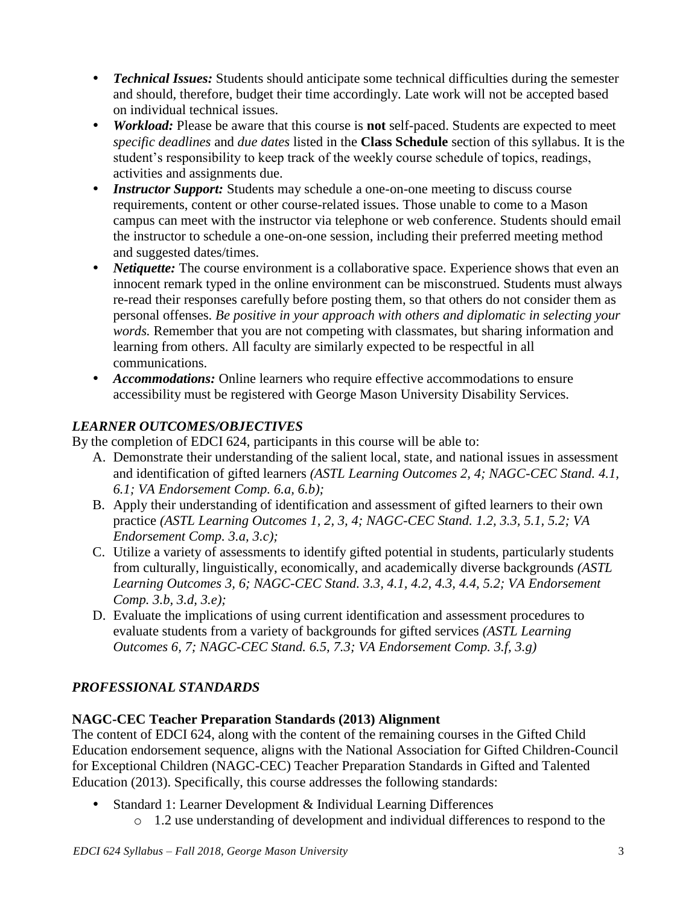- ***Technical Issues:*** Students should anticipate some technical difficulties during the semester and should, therefore, budget their time accordingly. Late work will not be accepted based on individual technical issues.
- ***Workload:*** Please be aware that this course is **not** self-paced. Students are expected to meet *specific deadlines* and *due dates* listed in the **Class Schedule** section of this syllabus. It is the student's responsibility to keep track of the weekly course schedule of topics, readings, activities and assignments due.
- ***Instructor Support:*** Students may schedule a one-on-one meeting to discuss course requirements, content or other course-related issues. Those unable to come to a Mason campus can meet with the instructor via telephone or web conference. Students should email the instructor to schedule a one-on-one session, including their preferred meeting method and suggested dates/times.
- ***Netiquette:*** The course environment is a collaborative space. Experience shows that even an innocent remark typed in the online environment can be misconstrued. Students must always re-read their responses carefully before posting them, so that others do not consider them as personal offenses. *Be positive in your approach with others and diplomatic in selecting your words.* Remember that you are not competing with classmates, but sharing information and learning from others. All faculty are similarly expected to be respectful in all communications.
- ***Accommodations:*** Online learners who require effective accommodations to ensure accessibility must be registered with George Mason University Disability Services.

### *LEARNER OUTCOMES/OBJECTIVES*

By the completion of EDCI 624, participants in this course will be able to:

A. Demonstrate their understanding of the salient local, state, and national issues in assessment and identification of gifted learners *(ASTL Learning Outcomes 2, 4; NAGC-CEC Stand. 4.1, 6.1; VA Endorsement Comp. 6.a, 6.b);*
B. Apply their understanding of identification and assessment of gifted learners to their own practice *(ASTL Learning Outcomes 1, 2, 3, 4; NAGC-CEC Stand. 1.2, 3.3, 5.1, 5.2; VA Endorsement Comp. 3.a, 3.c);*
C. Utilize a variety of assessments to identify gifted potential in students, particularly students from culturally, linguistically, economically, and academically diverse backgrounds *(ASTL Learning Outcomes 3, 6; NAGC-CEC Stand. 3.3, 4.1, 4.2, 4.3, 4.4, 5.2; VA Endorsement Comp. 3.b, 3.d, 3.e);*
D. Evaluate the implications of using current identification and assessment procedures to evaluate students from a variety of backgrounds for gifted services *(ASTL Learning Outcomes 6, 7; NAGC-CEC Stand. 6.5, 7.3; VA Endorsement Comp. 3.f, 3.g)*

### *PROFESSIONAL STANDARDS*

**NAGC-CEC Teacher Preparation Standards (2013) Alignment**

The content of EDCI 624, along with the content of the remaining courses in the Gifted Child Education endorsement sequence, aligns with the National Association for Gifted Children-Council for Exceptional Children (NAGC-CEC) Teacher Preparation Standards in Gifted and Talented Education (2013). Specifically, this course addresses the following standards:

- Standard 1: Learner Development & Individual Learning Differences
  - 1.2 use understanding of development and individual differences to respond to the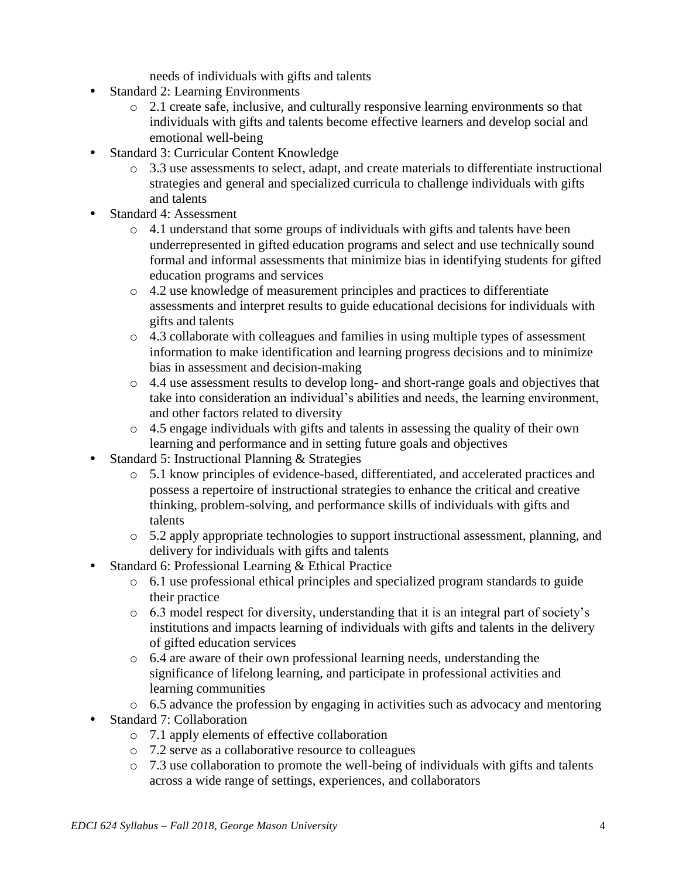needs of individuals with gifts and talents

- Standard 2: Learning Environments
  - 2.1 create safe, inclusive, and culturally responsive learning environments so that individuals with gifts and talents become effective learners and develop social and emotional well-being
- Standard 3: Curricular Content Knowledge
  - 3.3 use assessments to select, adapt, and create materials to differentiate instructional strategies and general and specialized curricula to challenge individuals with gifts and talents
- Standard 4: Assessment
  - 4.1 understand that some groups of individuals with gifts and talents have been underrepresented in gifted education programs and select and use technically sound formal and informal assessments that minimize bias in identifying students for gifted education programs and services
  - 4.2 use knowledge of measurement principles and practices to differentiate assessments and interpret results to guide educational decisions for individuals with gifts and talents
  - 4.3 collaborate with colleagues and families in using multiple types of assessment information to make identification and learning progress decisions and to minimize bias in assessment and decision-making
  - 4.4 use assessment results to develop long- and short-range goals and objectives that take into consideration an individual's abilities and needs, the learning environment, and other factors related to diversity
  - 4.5 engage individuals with gifts and talents in assessing the quality of their own learning and performance and in setting future goals and objectives
- Standard 5: Instructional Planning & Strategies
  - 5.1 know principles of evidence-based, differentiated, and accelerated practices and possess a repertoire of instructional strategies to enhance the critical and creative thinking, problem-solving, and performance skills of individuals with gifts and talents
  - 5.2 apply appropriate technologies to support instructional assessment, planning, and delivery for individuals with gifts and talents
- Standard 6: Professional Learning & Ethical Practice
  - 6.1 use professional ethical principles and specialized program standards to guide their practice
  - 6.3 model respect for diversity, understanding that it is an integral part of society's institutions and impacts learning of individuals with gifts and talents in the delivery of gifted education services
  - 6.4 are aware of their own professional learning needs, understanding the significance of lifelong learning, and participate in professional activities and learning communities
  - 6.5 advance the profession by engaging in activities such as advocacy and mentoring
- Standard 7: Collaboration
  - 7.1 apply elements of effective collaboration
  - 7.2 serve as a collaborative resource to colleagues
  - 7.3 use collaboration to promote the well-being of individuals with gifts and talents across a wide range of settings, experiences, and collaborators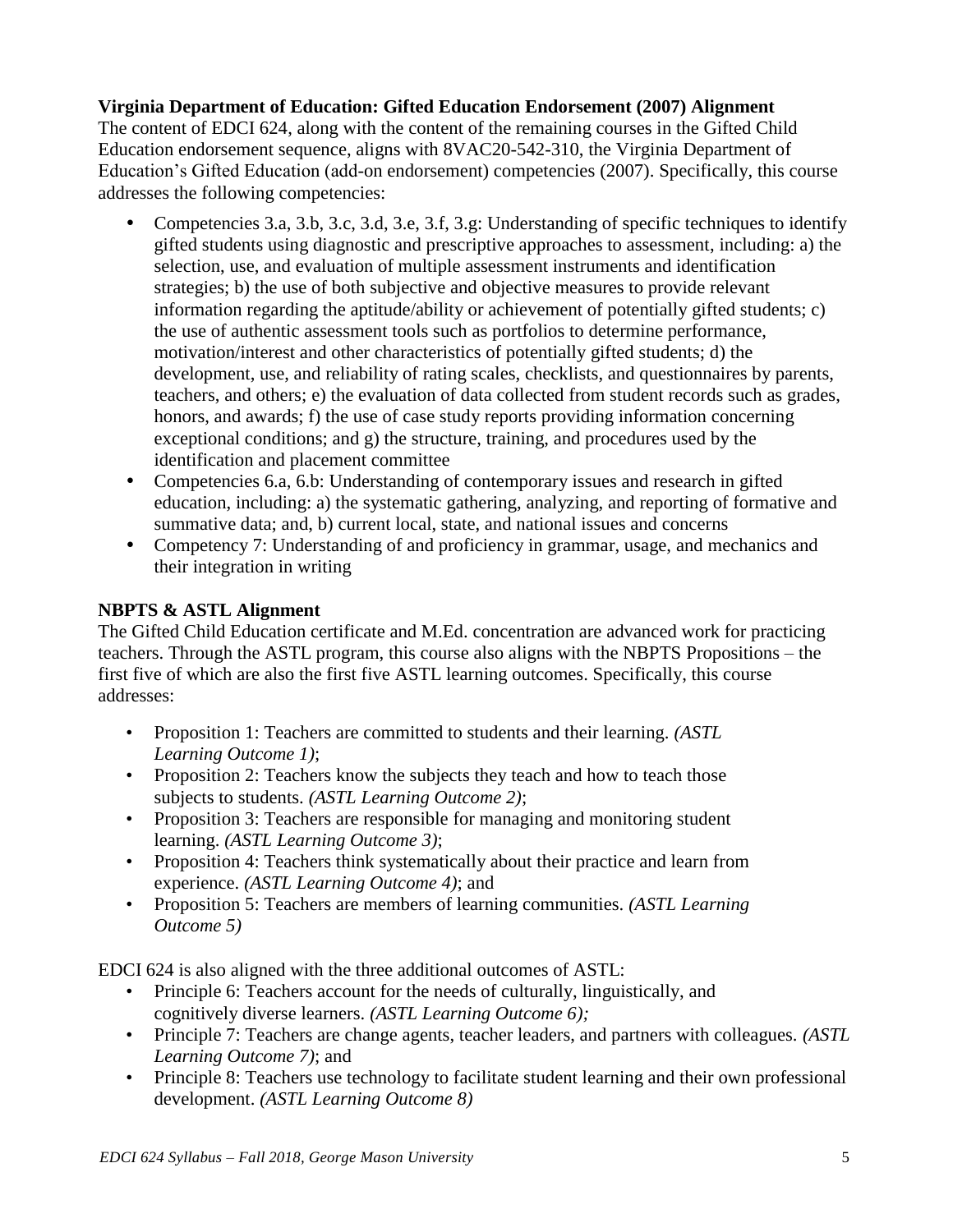**Virginia Department of Education: Gifted Education Endorsement (2007) Alignment**

The content of EDCI 624, along with the content of the remaining courses in the Gifted Child Education endorsement sequence, aligns with 8VAC20-542-310, the Virginia Department of Education's Gifted Education (add-on endorsement) competencies (2007). Specifically, this course addresses the following competencies:

- Competencies 3.a, 3.b, 3.c, 3.d, 3.e, 3.f, 3.g: Understanding of specific techniques to identify gifted students using diagnostic and prescriptive approaches to assessment, including: a) the selection, use, and evaluation of multiple assessment instruments and identification strategies; b) the use of both subjective and objective measures to provide relevant information regarding the aptitude/ability or achievement of potentially gifted students; c) the use of authentic assessment tools such as portfolios to determine performance, motivation/interest and other characteristics of potentially gifted students; d) the development, use, and reliability of rating scales, checklists, and questionnaires by parents, teachers, and others; e) the evaluation of data collected from student records such as grades, honors, and awards; f) the use of case study reports providing information concerning exceptional conditions; and g) the structure, training, and procedures used by the identification and placement committee
- Competencies 6.a, 6.b: Understanding of contemporary issues and research in gifted education, including: a) the systematic gathering, analyzing, and reporting of formative and summative data; and, b) current local, state, and national issues and concerns
- Competency 7: Understanding of and proficiency in grammar, usage, and mechanics and their integration in writing

**NBPTS & ASTL Alignment**

The Gifted Child Education certificate and M.Ed. concentration are advanced work for practicing teachers. Through the ASTL program, this course also aligns with the NBPTS Propositions – the first five of which are also the first five ASTL learning outcomes. Specifically, this course addresses:

- Proposition 1: Teachers are committed to students and their learning. *(ASTL Learning Outcome 1)*;
- Proposition 2: Teachers know the subjects they teach and how to teach those subjects to students. *(ASTL Learning Outcome 2)*;
- Proposition 3: Teachers are responsible for managing and monitoring student learning. *(ASTL Learning Outcome 3)*;
- Proposition 4: Teachers think systematically about their practice and learn from experience. *(ASTL Learning Outcome 4)*; and
- Proposition 5: Teachers are members of learning communities. *(ASTL Learning Outcome 5)*

EDCI 624 is also aligned with the three additional outcomes of ASTL:

- Principle 6: Teachers account for the needs of culturally, linguistically, and cognitively diverse learners. *(ASTL Learning Outcome 6);*
- Principle 7: Teachers are change agents, teacher leaders, and partners with colleagues. *(ASTL Learning Outcome 7)*; and
- Principle 8: Teachers use technology to facilitate student learning and their own professional development. *(ASTL Learning Outcome 8)*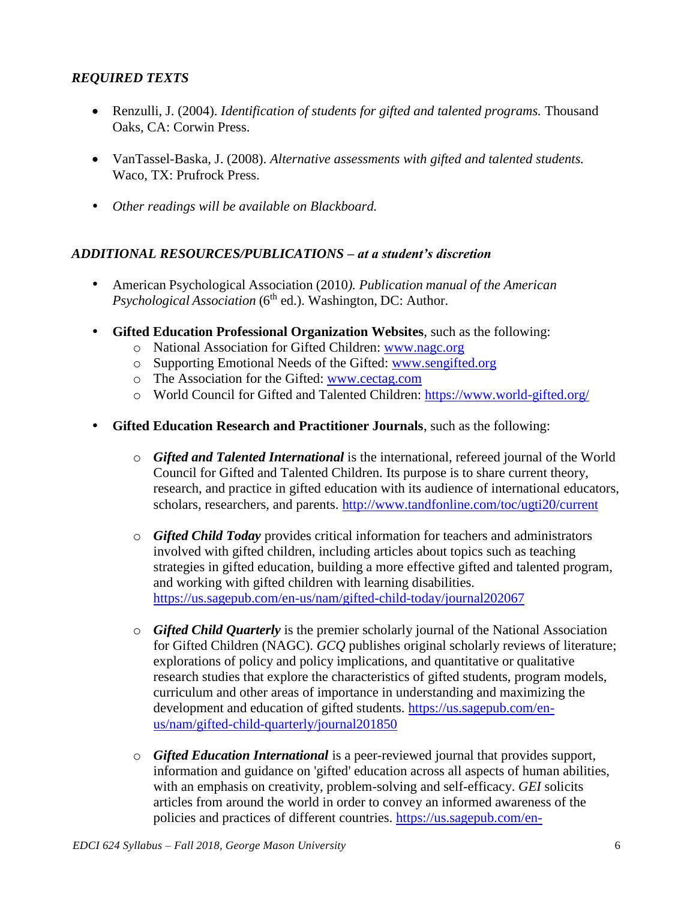### *REQUIRED TEXTS*

- Renzulli, J. (2004). *Identification of students for gifted and talented programs.* Thousand Oaks, CA: Corwin Press.
- VanTassel-Baska, J. (2008). *Alternative assessments with gifted and talented students.* Waco, TX: Prufrock Press.
- *Other readings will be available on Blackboard.*

### *ADDITIONAL RESOURCES/PUBLICATIONS – at a student's discretion*

- American Psychological Association (2010*). Publication manual of the American Psychological Association* (6th ed.). Washington, DC: Author.
- **Gifted Education Professional Organization Websites**, such as the following:
  - National Association for Gifted Children: www.nagc.org
  - Supporting Emotional Needs of the Gifted: www.sengifted.org
  - The Association for the Gifted: www.cectag.com
  - World Council for Gifted and Talented Children: https://www.world-gifted.org/
- **Gifted Education Research and Practitioner Journals**, such as the following:
  - ***Gifted and Talented International*** is the international, refereed journal of the World Council for Gifted and Talented Children. Its purpose is to share current theory, research, and practice in gifted education with its audience of international educators, scholars, researchers, and parents. http://www.tandfonline.com/toc/ugti20/current
  - ***Gifted Child Today*** provides critical information for teachers and administrators involved with gifted children, including articles about topics such as teaching strategies in gifted education, building a more effective gifted and talented program, and working with gifted children with learning disabilities. https://us.sagepub.com/en-us/nam/gifted-child-today/journal202067
  - ***Gifted Child Quarterly*** is the premier scholarly journal of the National Association for Gifted Children (NAGC). *GCQ* publishes original scholarly reviews of literature; explorations of policy and policy implications, and quantitative or qualitative research studies that explore the characteristics of gifted students, program models, curriculum and other areas of importance in understanding and maximizing the development and education of gifted students. https://us.sagepub.com/en-us/nam/gifted-child-quarterly/journal201850
  - ***Gifted Education International*** is a peer-reviewed journal that provides support, information and guidance on 'gifted' education across all aspects of human abilities, with an emphasis on creativity, problem-solving and self-efficacy. *GEI* solicits articles from around the world in order to convey an informed awareness of the policies and practices of different countries. https://us.sagepub.com/en-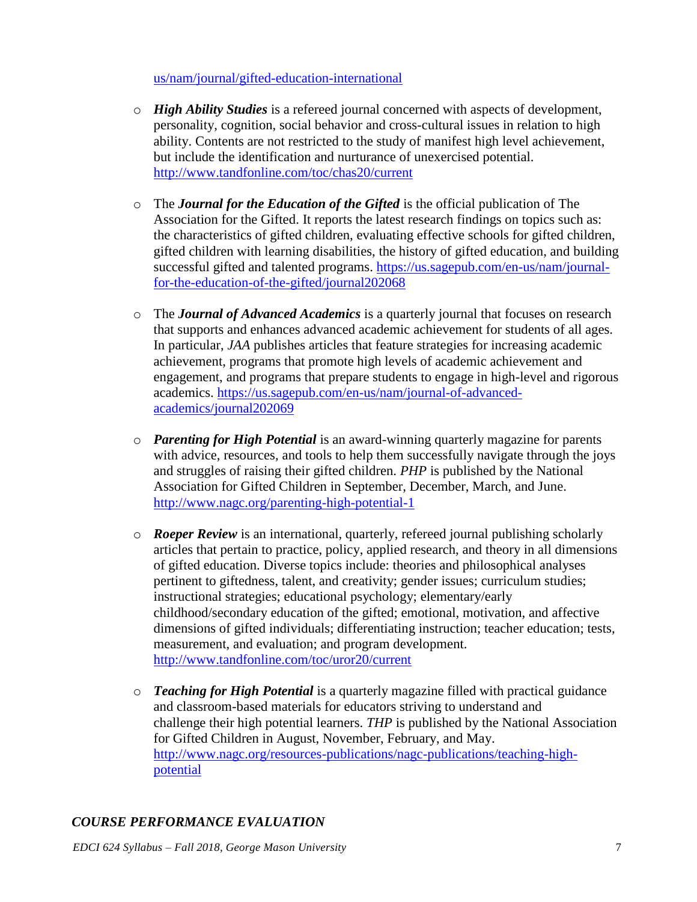us/nam/journal/gifted-education-international

- ***High Ability Studies*** is a refereed journal concerned with aspects of development, personality, cognition, social behavior and cross-cultural issues in relation to high ability. Contents are not restricted to the study of manifest high level achievement, but include the identification and nurturance of unexercised potential. http://www.tandfonline.com/toc/chas20/current

- The ***Journal for the Education of the Gifted*** is the official publication of The Association for the Gifted. It reports the latest research findings on topics such as: the characteristics of gifted children, evaluating effective schools for gifted children, gifted children with learning disabilities, the history of gifted education, and building successful gifted and talented programs. https://us.sagepub.com/en-us/nam/journal-for-the-education-of-the-gifted/journal202068

- The ***Journal of Advanced Academics*** is a quarterly journal that focuses on research that supports and enhances advanced academic achievement for students of all ages. In particular, *JAA* publishes articles that feature strategies for increasing academic achievement, programs that promote high levels of academic achievement and engagement, and programs that prepare students to engage in high-level and rigorous academics. https://us.sagepub.com/en-us/nam/journal-of-advanced-academics/journal202069

- ***Parenting for High Potential*** is an award-winning quarterly magazine for parents with advice, resources, and tools to help them successfully navigate through the joys and struggles of raising their gifted children. *PHP* is published by the National Association for Gifted Children in September, December, March, and June. http://www.nagc.org/parenting-high-potential-1

- ***Roeper Review*** is an international, quarterly, refereed journal publishing scholarly articles that pertain to practice, policy, applied research, and theory in all dimensions of gifted education. Diverse topics include: theories and philosophical analyses pertinent to giftedness, talent, and creativity; gender issues; curriculum studies; instructional strategies; educational psychology; elementary/early childhood/secondary education of the gifted; emotional, motivation, and affective dimensions of gifted individuals; differentiating instruction; teacher education; tests, measurement, and evaluation; and program development. http://www.tandfonline.com/toc/uror20/current

- ***Teaching for High Potential*** is a quarterly magazine filled with practical guidance and classroom-based materials for educators striving to understand and challenge their high potential learners. *THP* is published by the National Association for Gifted Children in August, November, February, and May. http://www.nagc.org/resources-publications/nagc-publications/teaching-high-potential

## *COURSE PERFORMANCE EVALUATION*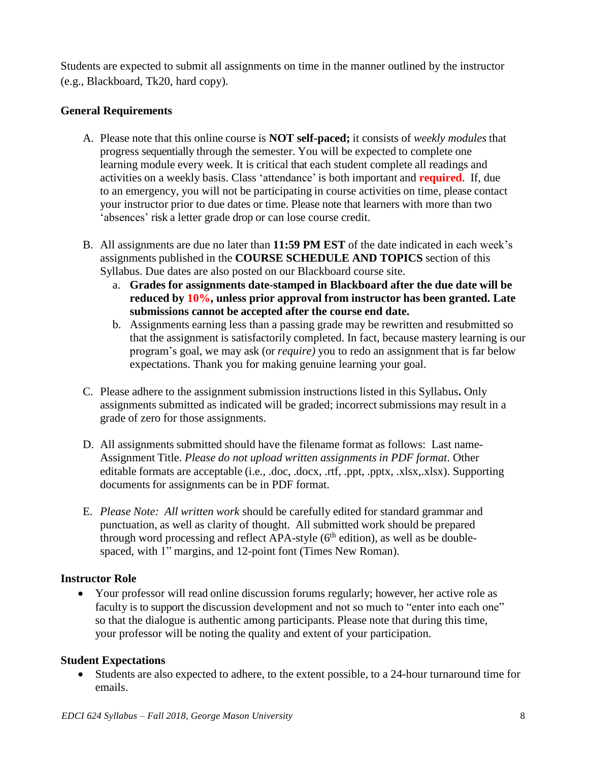Students are expected to submit all assignments on time in the manner outlined by the instructor (e.g., Blackboard, Tk20, hard copy).

**General Requirements**

A. Please note that this online course is **NOT self-paced;** it consists of *weekly modules* that progress sequentially through the semester. You will be expected to complete one learning module every week. It is critical that each student complete all readings and activities on a weekly basis. Class 'attendance' is both important and **required**. If, due to an emergency, you will not be participating in course activities on time, please contact your instructor prior to due dates or time. Please note that learners with more than two 'absences' risk a letter grade drop or can lose course credit.

B. All assignments are due no later than **11:59 PM EST** of the date indicated in each week's assignments published in the **COURSE SCHEDULE AND TOPICS** section of this Syllabus. Due dates are also posted on our Blackboard course site.
   a. **Grades for assignments date-stamped in Blackboard after the due date will be reduced by 10%, unless prior approval from instructor has been granted. Late submissions cannot be accepted after the course end date.**
   b. Assignments earning less than a passing grade may be rewritten and resubmitted so that the assignment is satisfactorily completed. In fact, because mastery learning is our program's goal, we may ask (or *require)* you to redo an assignment that is far below expectations. Thank you for making genuine learning your goal.

C. Please adhere to the assignment submission instructions listed in this Syllabus**.** Only assignments submitted as indicated will be graded; incorrect submissions may result in a grade of zero for those assignments.

D. All assignments submitted should have the filename format as follows: Last name-Assignment Title. *Please do not upload written assignments in PDF format*. Other editable formats are acceptable (i.e., .doc, .docx, .rtf, .ppt, .pptx, .xlsx,.xlsx). Supporting documents for assignments can be in PDF format.

E. *Please Note: All written work* should be carefully edited for standard grammar and punctuation, as well as clarity of thought. All submitted work should be prepared through word processing and reflect APA-style (6th edition), as well as be double-spaced, with 1" margins, and 12-point font (Times New Roman).

**Instructor Role**

- Your professor will read online discussion forums regularly; however, her active role as faculty is to support the discussion development and not so much to "enter into each one" so that the dialogue is authentic among participants. Please note that during this time, your professor will be noting the quality and extent of your participation.

**Student Expectations**

- Students are also expected to adhere, to the extent possible, to a 24-hour turnaround time for emails.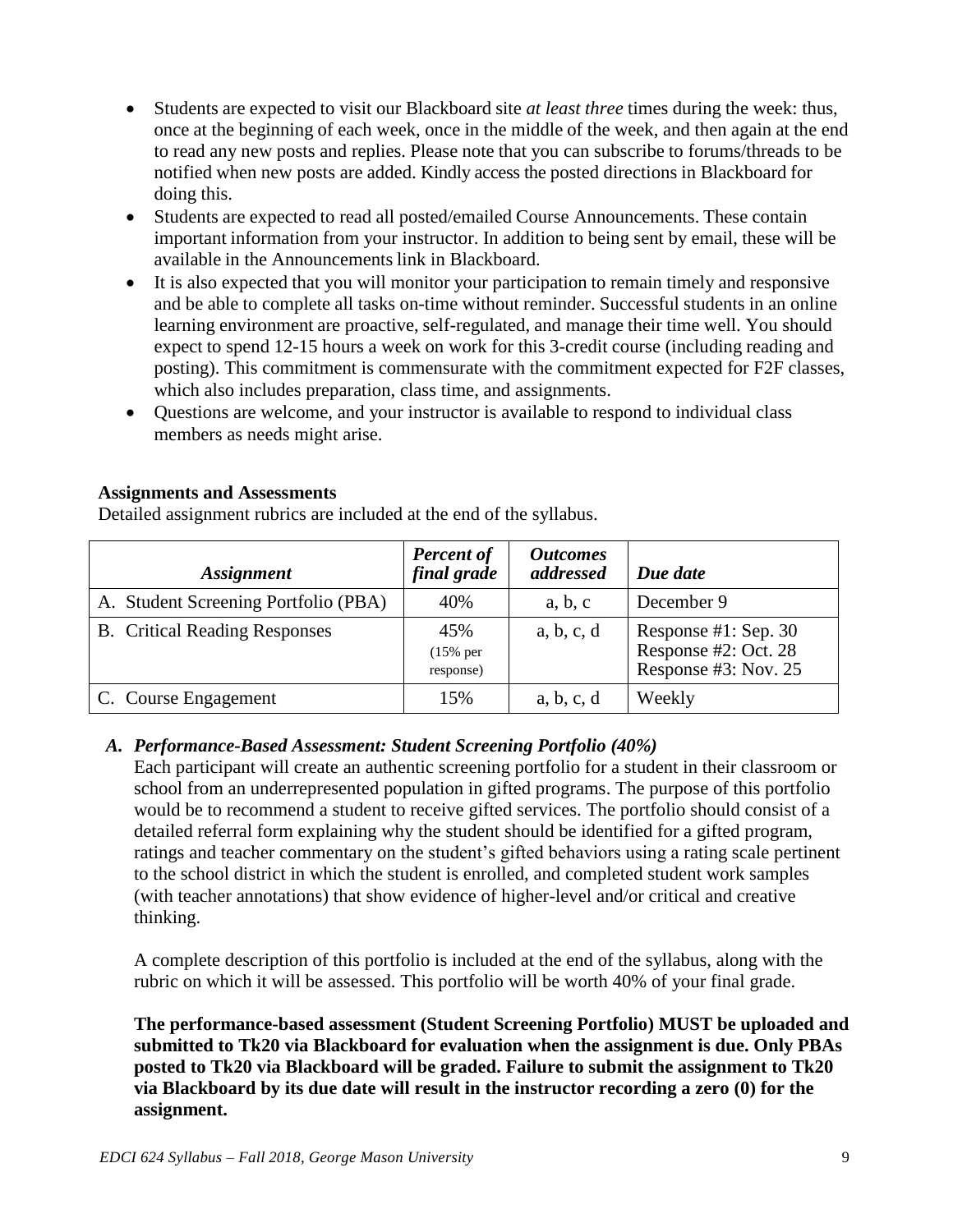- Students are expected to visit our Blackboard site *at least three* times during the week: thus, once at the beginning of each week, once in the middle of the week, and then again at the end to read any new posts and replies. Please note that you can subscribe to forums/threads to be notified when new posts are added. Kindly access the posted directions in Blackboard for doing this.
- Students are expected to read all posted/emailed Course Announcements. These contain important information from your instructor. In addition to being sent by email, these will be available in the Announcements link in Blackboard.
- It is also expected that you will monitor your participation to remain timely and responsive and be able to complete all tasks on-time without reminder. Successful students in an online learning environment are proactive, self-regulated, and manage their time well. You should expect to spend 12-15 hours a week on work for this 3-credit course (including reading and posting). This commitment is commensurate with the commitment expected for F2F classes, which also includes preparation, class time, and assignments.
- Questions are welcome, and your instructor is available to respond to individual class members as needs might arise.

**Assignments and Assessments**

Detailed assignment rubrics are included at the end of the syllabus.

| *Assignment* | *Percent of final grade* | *Outcomes addressed* | *Due date* |
|---|---|---|---|
| A. Student Screening Portfolio (PBA) | 40% | a, b, c | December 9 |
| B. Critical Reading Responses | 45% (15% per response) | a, b, c, d | Response #1: Sep. 30<br>Response #2: Oct. 28<br>Response #3: Nov. 25 |
| C. Course Engagement | 15% | a, b, c, d | Weekly |

***A. Performance-Based Assessment: Student Screening Portfolio (40%)***

Each participant will create an authentic screening portfolio for a student in their classroom or school from an underrepresented population in gifted programs. The purpose of this portfolio would be to recommend a student to receive gifted services. The portfolio should consist of a detailed referral form explaining why the student should be identified for a gifted program, ratings and teacher commentary on the student's gifted behaviors using a rating scale pertinent to the school district in which the student is enrolled, and completed student work samples (with teacher annotations) that show evidence of higher-level and/or critical and creative thinking.

A complete description of this portfolio is included at the end of the syllabus, along with the rubric on which it will be assessed. This portfolio will be worth 40% of your final grade.

**The performance-based assessment (Student Screening Portfolio) MUST be uploaded and submitted to Tk20 via Blackboard for evaluation when the assignment is due. Only PBAs posted to Tk20 via Blackboard will be graded. Failure to submit the assignment to Tk20 via Blackboard by its due date will result in the instructor recording a zero (0) for the assignment.**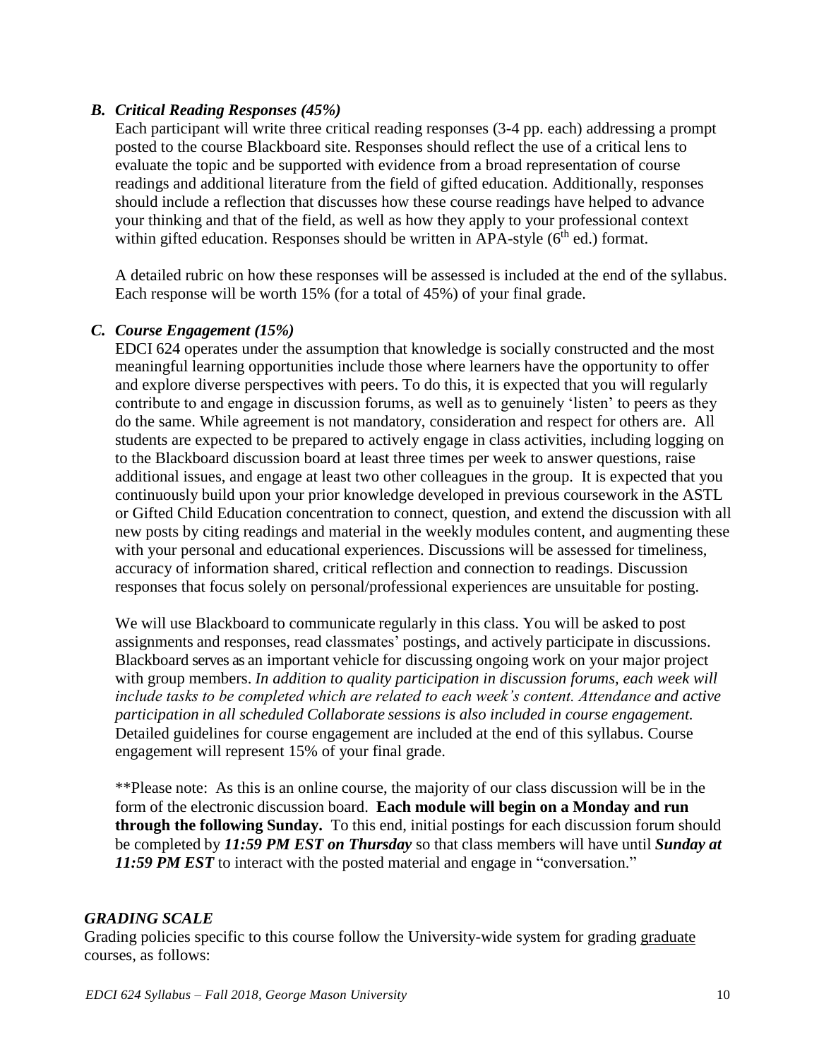### *B. Critical Reading Responses (45%)*

Each participant will write three critical reading responses (3-4 pp. each) addressing a prompt posted to the course Blackboard site. Responses should reflect the use of a critical lens to evaluate the topic and be supported with evidence from a broad representation of course readings and additional literature from the field of gifted education. Additionally, responses should include a reflection that discusses how these course readings have helped to advance your thinking and that of the field, as well as how they apply to your professional context within gifted education. Responses should be written in APA-style (6th ed.) format.

A detailed rubric on how these responses will be assessed is included at the end of the syllabus. Each response will be worth 15% (for a total of 45%) of your final grade.

### *C. Course Engagement (15%)*

EDCI 624 operates under the assumption that knowledge is socially constructed and the most meaningful learning opportunities include those where learners have the opportunity to offer and explore diverse perspectives with peers. To do this, it is expected that you will regularly contribute to and engage in discussion forums, as well as to genuinely 'listen' to peers as they do the same. While agreement is not mandatory, consideration and respect for others are. All students are expected to be prepared to actively engage in class activities, including logging on to the Blackboard discussion board at least three times per week to answer questions, raise additional issues, and engage at least two other colleagues in the group. It is expected that you continuously build upon your prior knowledge developed in previous coursework in the ASTL or Gifted Child Education concentration to connect, question, and extend the discussion with all new posts by citing readings and material in the weekly modules content, and augmenting these with your personal and educational experiences. Discussions will be assessed for timeliness, accuracy of information shared, critical reflection and connection to readings. Discussion responses that focus solely on personal/professional experiences are unsuitable for posting.

We will use Blackboard to communicate regularly in this class. You will be asked to post assignments and responses, read classmates' postings, and actively participate in discussions. Blackboard serves as an important vehicle for discussing ongoing work on your major project with group members. *In addition to quality participation in discussion forums, each week will include tasks to be completed which are related to each week's content. Attendance and active participation in all scheduled Collaborate sessions is also included in course engagement.* Detailed guidelines for course engagement are included at the end of this syllabus. Course engagement will represent 15% of your final grade.

**Please note: As this is an online course, the majority of our class discussion will be in the form of the electronic discussion board. **Each module will begin on a Monday and run through the following Sunday.** To this end, initial postings for each discussion forum should be completed by ***11:59 PM EST on Thursday*** so that class members will have until ***Sunday at 11:59 PM EST*** to interact with the posted material and engage in "conversation."

### *GRADING SCALE*

Grading policies specific to this course follow the University-wide system for grading graduate courses, as follows: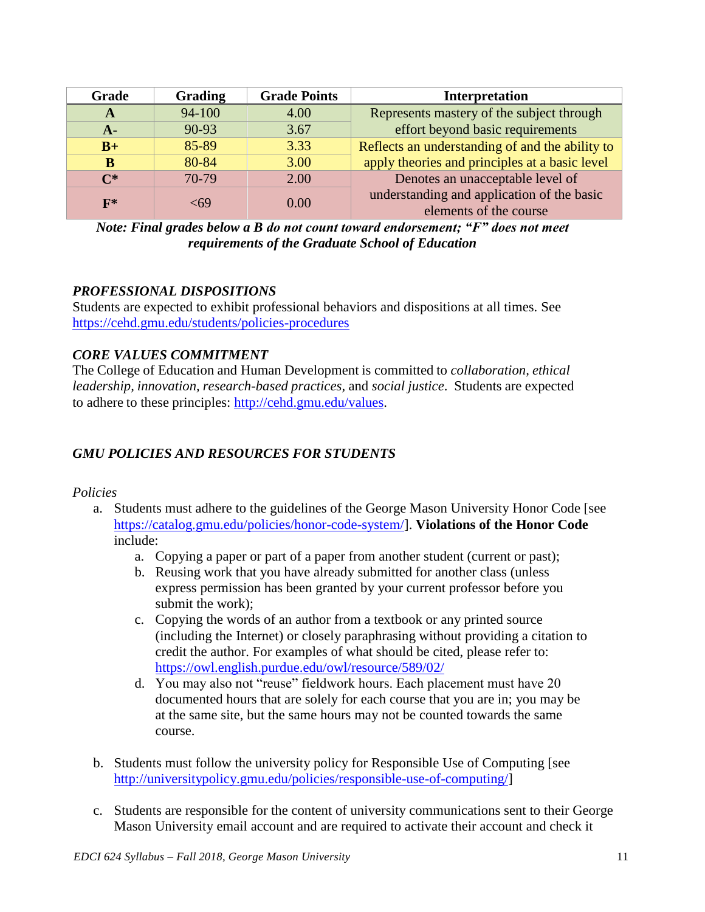| Grade | Grading | Grade Points | Interpretation |
|---|---|---|---|
| **A** | 94-100 | 4.00 | Represents mastery of the subject through effort beyond basic requirements |
| **A-** | 90-93 | 3.67 | |
| **B+** | 85-89 | 3.33 | Reflects an understanding of and the ability to apply theories and principles at a basic level |
| **B** | 80-84 | 3.00 | |
| **C*** | 70-79 | 2.00 | Denotes an unacceptable level of understanding and application of the basic elements of the course |
| **F*** | <69 | 0.00 | |

***Note: Final grades below a B do not count toward endorsement; "F" does not meet requirements of the Graduate School of Education***

### *PROFESSIONAL DISPOSITIONS*

Students are expected to exhibit professional behaviors and dispositions at all times. See https://cehd.gmu.edu/students/policies-procedures

### *CORE VALUES COMMITMENT*

The College of Education and Human Development is committed to *collaboration*, *ethical leadership*, *innovation*, *research-based practices*, and *social justice*. Students are expected to adhere to these principles: http://cehd.gmu.edu/values.

### *GMU POLICIES AND RESOURCES FOR STUDENTS*

*Policies*

a. Students must adhere to the guidelines of the George Mason University Honor Code [see https://catalog.gmu.edu/policies/honor-code-system/]. **Violations of the Honor Code** include:
    a. Copying a paper or part of a paper from another student (current or past);
    b. Reusing work that you have already submitted for another class (unless express permission has been granted by your current professor before you submit the work);
    c. Copying the words of an author from a textbook or any printed source (including the Internet) or closely paraphrasing without providing a citation to credit the author. For examples of what should be cited, please refer to: https://owl.english.purdue.edu/owl/resource/589/02/
    d. You may also not "reuse" fieldwork hours. Each placement must have 20 documented hours that are solely for each course that you are in; you may be at the same site, but the same hours may not be counted towards the same course.

b. Students must follow the university policy for Responsible Use of Computing [see http://universitypolicy.gmu.edu/policies/responsible-use-of-computing/]

c. Students are responsible for the content of university communications sent to their George Mason University email account and are required to activate their account and check it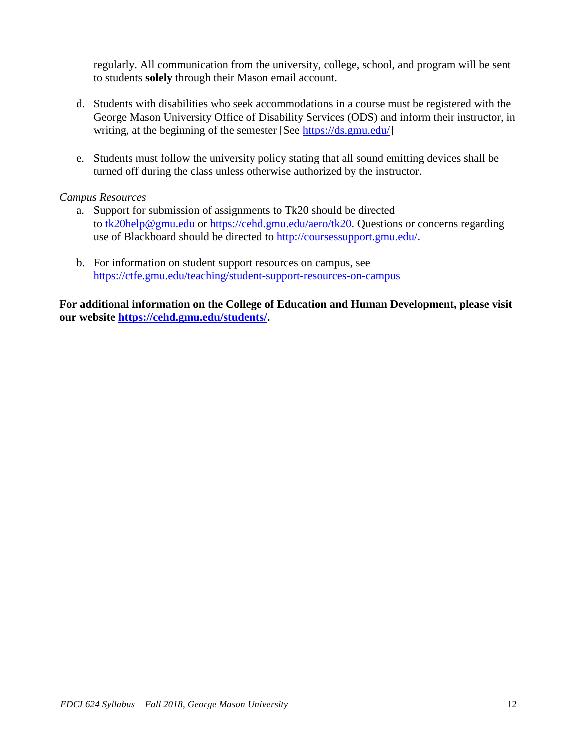regularly. All communication from the university, college, school, and program will be sent to students **solely** through their Mason email account.

d. Students with disabilities who seek accommodations in a course must be registered with the George Mason University Office of Disability Services (ODS) and inform their instructor, in writing, at the beginning of the semester [See https://ds.gmu.edu/]

e. Students must follow the university policy stating that all sound emitting devices shall be turned off during the class unless otherwise authorized by the instructor.

*Campus Resources*

a. Support for submission of assignments to Tk20 should be directed to tk20help@gmu.edu or https://cehd.gmu.edu/aero/tk20. Questions or concerns regarding use of Blackboard should be directed to http://coursessupport.gmu.edu/.

b. For information on student support resources on campus, see https://ctfe.gmu.edu/teaching/student-support-resources-on-campus

**For additional information on the College of Education and Human Development, please visit our website https://cehd.gmu.edu/students/.**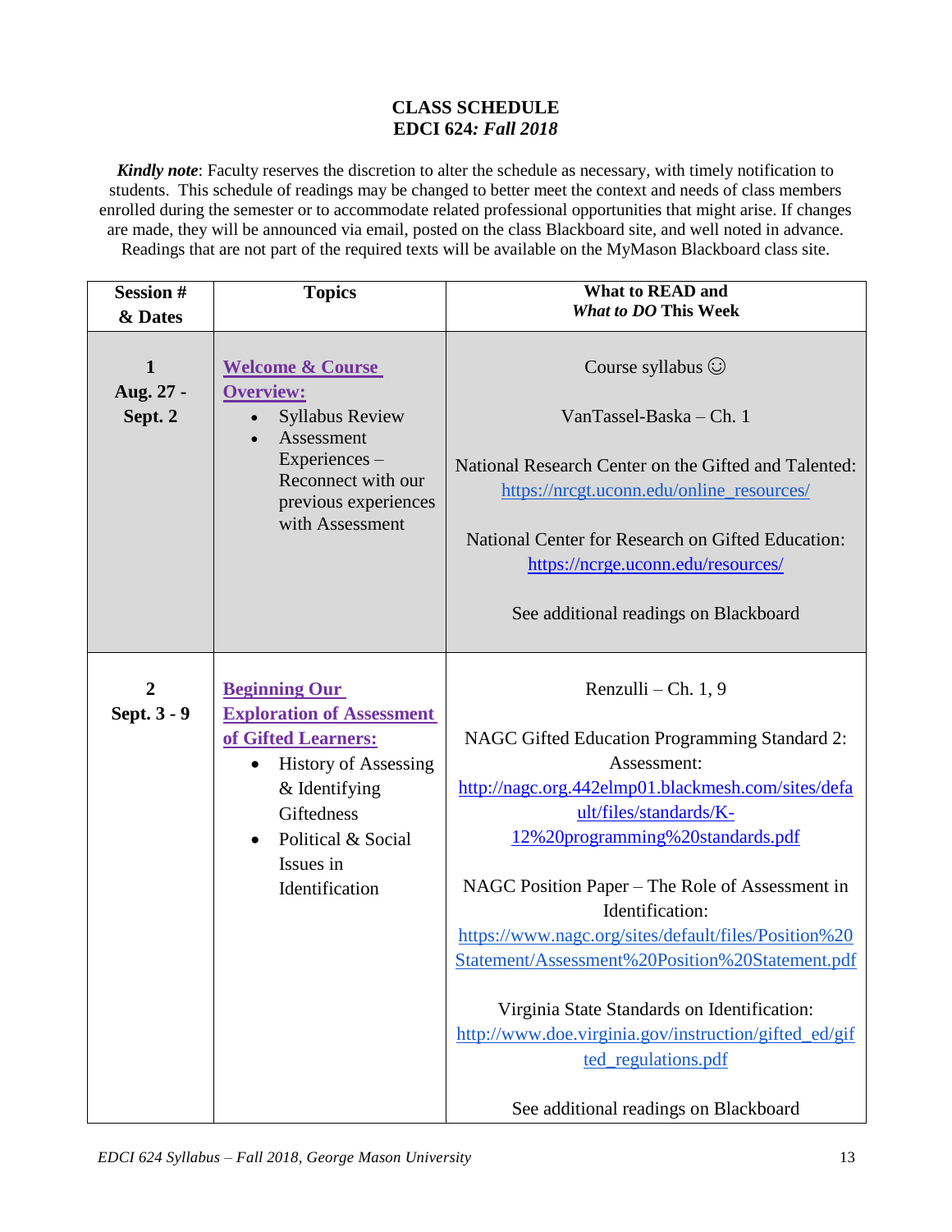**CLASS SCHEDULE**
**EDCI 624*: Fall 2018***

***Kindly note***: Faculty reserves the discretion to alter the schedule as necessary, with timely notification to students. This schedule of readings may be changed to better meet the context and needs of class members enrolled during the semester or to accommodate related professional opportunities that might arise. If changes are made, they will be announced via email, posted on the class Blackboard site, and well noted in advance. Readings that are not part of the required texts will be available on the MyMason Blackboard class site.

| Session # & Dates | Topics | What to READ and *What to DO* This Week |
|---|---|---|
| **1** **Aug. 27 - Sept. 2** | **Welcome & Course Overview:** <br>• Syllabus Review <br>• Assessment Experiences – Reconnect with our previous experiences with Assessment | Course syllabus ☺ <br><br> VanTassel-Baska – Ch. 1 <br><br> National Research Center on the Gifted and Talented: https://nrcgt.uconn.edu/online_resources/ <br><br> National Center for Research on Gifted Education: https://ncrge.uconn.edu/resources/ <br><br> See additional readings on Blackboard |
| **2** **Sept. 3 - 9** | **Beginning Our Exploration of Assessment of Gifted Learners:** <br>• History of Assessing & Identifying Giftedness <br>• Political & Social Issues in Identification | Renzulli – Ch. 1, 9 <br><br> NAGC Gifted Education Programming Standard 2: Assessment: http://nagc.org.442elmp01.blackmesh.com/sites/default/files/standards/K-12%20programming%20standards.pdf <br><br> NAGC Position Paper – The Role of Assessment in Identification: https://www.nagc.org/sites/default/files/Position%20Statement/Assessment%20Position%20Statement.pdf <br><br> Virginia State Standards on Identification: http://www.doe.virginia.gov/instruction/gifted_ed/gifted_regulations.pdf <br><br> See additional readings on Blackboard |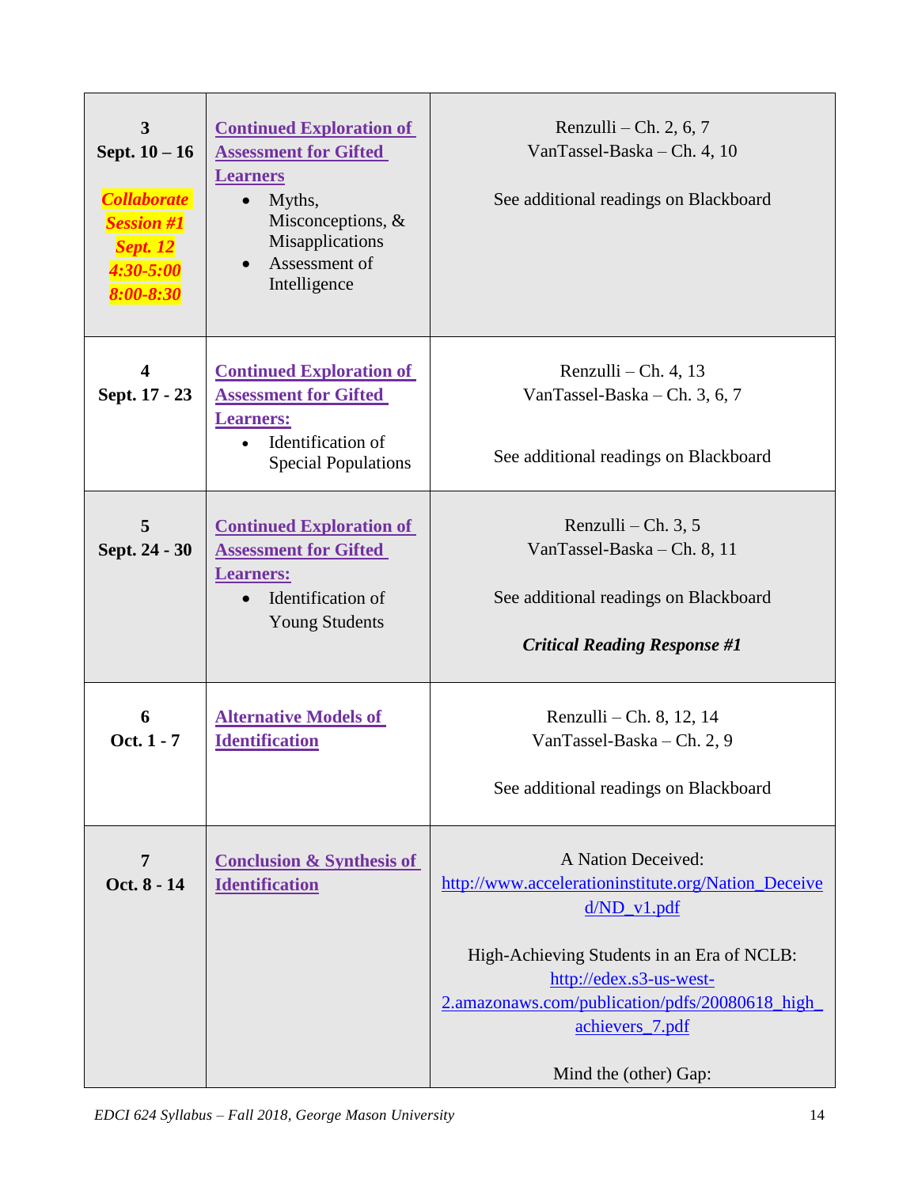| | | |
|---|---|---|
| **3**<br>**Sept. 10 – 16**<br><br>***Collaborate Session #1 Sept. 12 4:30-5:00 8:00-8:30*** | **Continued Exploration of Assessment for Gifted Learners**<br>• Myths, Misconceptions, & Misapplications<br>• Assessment of Intelligence | Renzulli – Ch. 2, 6, 7<br>VanTassel-Baska – Ch. 4, 10<br><br>See additional readings on Blackboard |
| **4**<br>**Sept. 17 - 23** | **Continued Exploration of Assessment for Gifted Learners:**<br>• Identification of Special Populations | Renzulli – Ch. 4, 13<br>VanTassel-Baska – Ch. 3, 6, 7<br><br>See additional readings on Blackboard |
| **5**<br>**Sept. 24 - 30** | **Continued Exploration of Assessment for Gifted Learners:**<br>• Identification of Young Students | Renzulli – Ch. 3, 5<br>VanTassel-Baska – Ch. 8, 11<br><br>See additional readings on Blackboard<br><br>***Critical Reading Response #1*** |
| **6**<br>**Oct. 1 - 7** | **Alternative Models of Identification** | Renzulli – Ch. 8, 12, 14<br>VanTassel-Baska – Ch. 2, 9<br><br>See additional readings on Blackboard |
| **7**<br>**Oct. 8 - 14** | **Conclusion & Synthesis of Identification** | A Nation Deceived:<br>http://www.accelerationinstitute.org/Nation_Deceived/ND_v1.pdf<br><br>High-Achieving Students in an Era of NCLB:<br>http://edex.s3-us-west-2.amazonaws.com/publication/pdfs/20080618_high_achievers_7.pdf<br><br>Mind the (other) Gap: |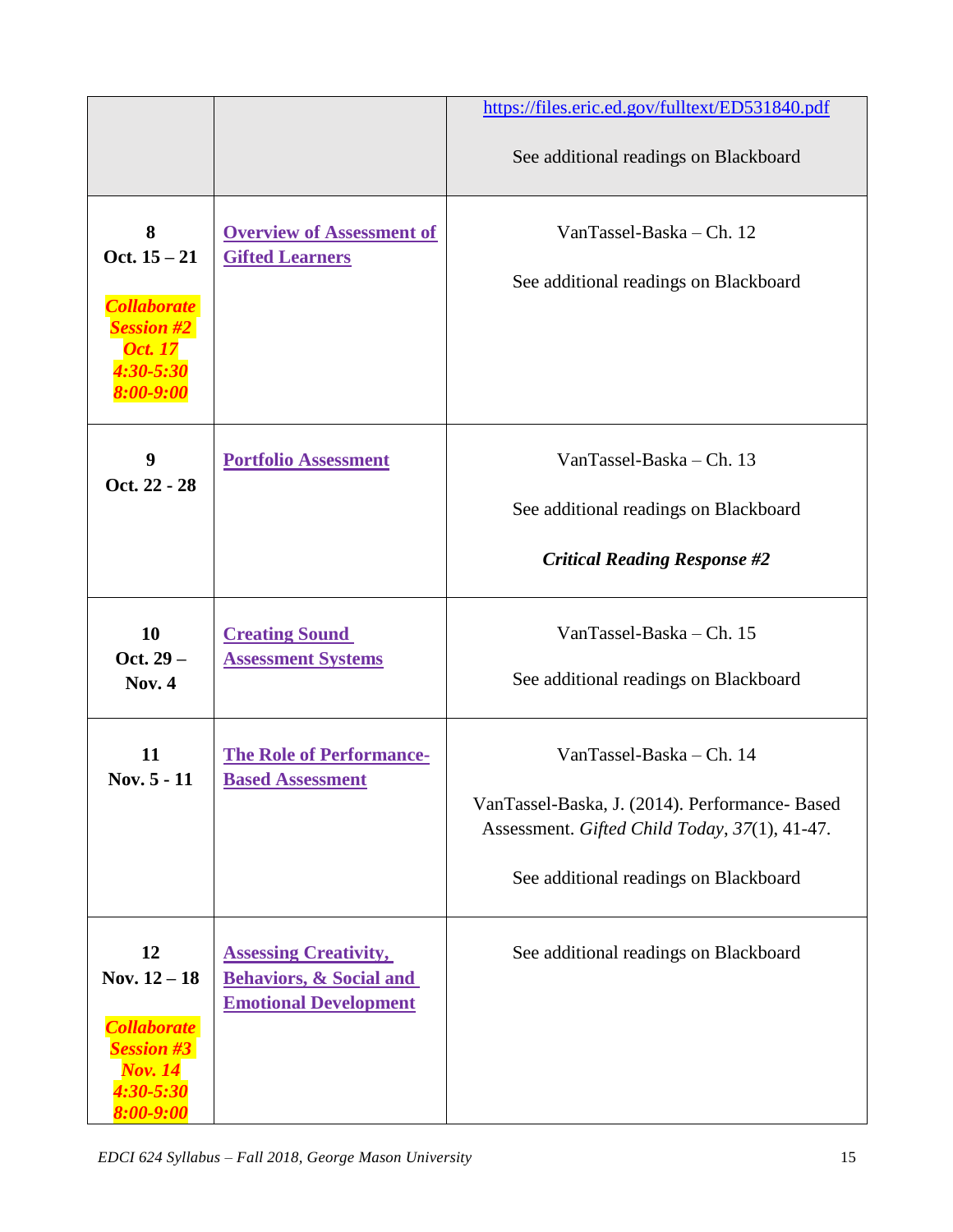| | | |
|---|---|---|
| | | https://files.eric.ed.gov/fulltext/ED531840.pdf<br><br>See additional readings on Blackboard |
| **8**<br>**Oct. 15 – 21**<br><br>***Collaborate Session #2 Oct. 17 4:30-5:30 8:00-9:00*** | **Overview of Assessment of Gifted Learners** | VanTassel-Baska – Ch. 12<br><br>See additional readings on Blackboard |
| **9**<br>**Oct. 22 - 28** | **Portfolio Assessment** | VanTassel-Baska – Ch. 13<br><br>See additional readings on Blackboard<br><br>***Critical Reading Response #2*** |
| **10**<br>**Oct. 29 – Nov. 4** | **Creating Sound Assessment Systems** | VanTassel-Baska – Ch. 15<br><br>See additional readings on Blackboard |
| **11**<br>**Nov. 5 - 11** | **The Role of Performance-Based Assessment** | VanTassel-Baska – Ch. 14<br><br>VanTassel-Baska, J. (2014). Performance- Based Assessment. *Gifted Child Today*, *37*(1), 41-47.<br><br>See additional readings on Blackboard |
| **12**<br>**Nov. 12 – 18**<br><br>***Collaborate Session #3 Nov. 14 4:30-5:30 8:00-9:00*** | **Assessing Creativity, Behaviors, & Social and Emotional Development** | See additional readings on Blackboard |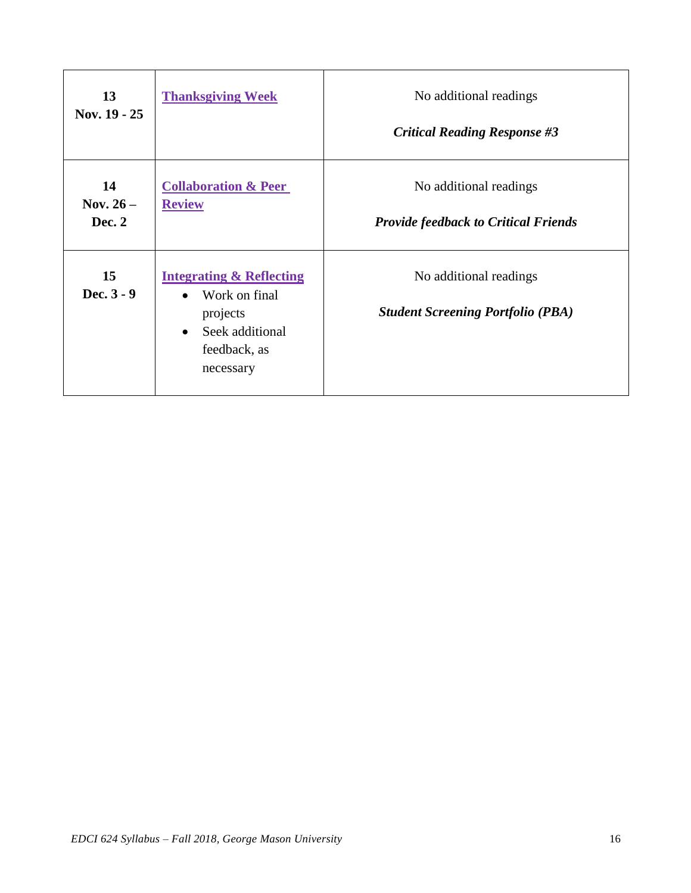| | | |
|---|---|---|
| **13**<br>**Nov. 19 - 25** | **Thanksgiving Week** | No additional readings<br><br>***Critical Reading Response #3*** |
| **14**<br>**Nov. 26 – Dec. 2** | **Collaboration & Peer Review** | No additional readings<br><br>***Provide feedback to Critical Friends*** |
| **15**<br>**Dec. 3 - 9** | **Integrating & Reflecting**<br>• Work on final projects<br>• Seek additional feedback, as necessary | No additional readings<br><br>***Student Screening Portfolio (PBA)*** |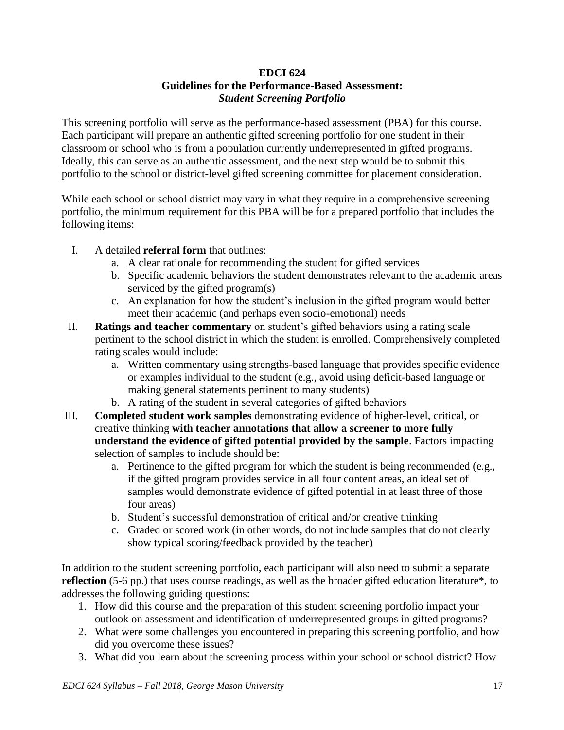**EDCI 624**
**Guidelines for the Performance-Based Assessment:**
***Student Screening Portfolio***

This screening portfolio will serve as the performance-based assessment (PBA) for this course. Each participant will prepare an authentic gifted screening portfolio for one student in their classroom or school who is from a population currently underrepresented in gifted programs. Ideally, this can serve as an authentic assessment, and the next step would be to submit this portfolio to the school or district-level gifted screening committee for placement consideration.

While each school or school district may vary in what they require in a comprehensive screening portfolio, the minimum requirement for this PBA will be for a prepared portfolio that includes the following items:

I. A detailed **referral form** that outlines:
   a. A clear rationale for recommending the student for gifted services
   b. Specific academic behaviors the student demonstrates relevant to the academic areas serviced by the gifted program(s)
   c. An explanation for how the student's inclusion in the gifted program would better meet their academic (and perhaps even socio-emotional) needs

II. **Ratings and teacher commentary** on student's gifted behaviors using a rating scale pertinent to the school district in which the student is enrolled. Comprehensively completed rating scales would include:
   a. Written commentary using strengths-based language that provides specific evidence or examples individual to the student (e.g., avoid using deficit-based language or making general statements pertinent to many students)
   b. A rating of the student in several categories of gifted behaviors

III. **Completed student work samples** demonstrating evidence of higher-level, critical, or creative thinking **with teacher annotations that allow a screener to more fully understand the evidence of gifted potential provided by the sample**. Factors impacting selection of samples to include should be:
   a. Pertinence to the gifted program for which the student is being recommended (e.g., if the gifted program provides service in all four content areas, an ideal set of samples would demonstrate evidence of gifted potential in at least three of those four areas)
   b. Student's successful demonstration of critical and/or creative thinking
   c. Graded or scored work (in other words, do not include samples that do not clearly show typical scoring/feedback provided by the teacher)

In addition to the student screening portfolio, each participant will also need to submit a separate **reflection** (5-6 pp.) that uses course readings, as well as the broader gifted education literature*, to addresses the following guiding questions:

1. How did this course and the preparation of this student screening portfolio impact your outlook on assessment and identification of underrepresented groups in gifted programs?
2. What were some challenges you encountered in preparing this screening portfolio, and how did you overcome these issues?
3. What did you learn about the screening process within your school or school district? How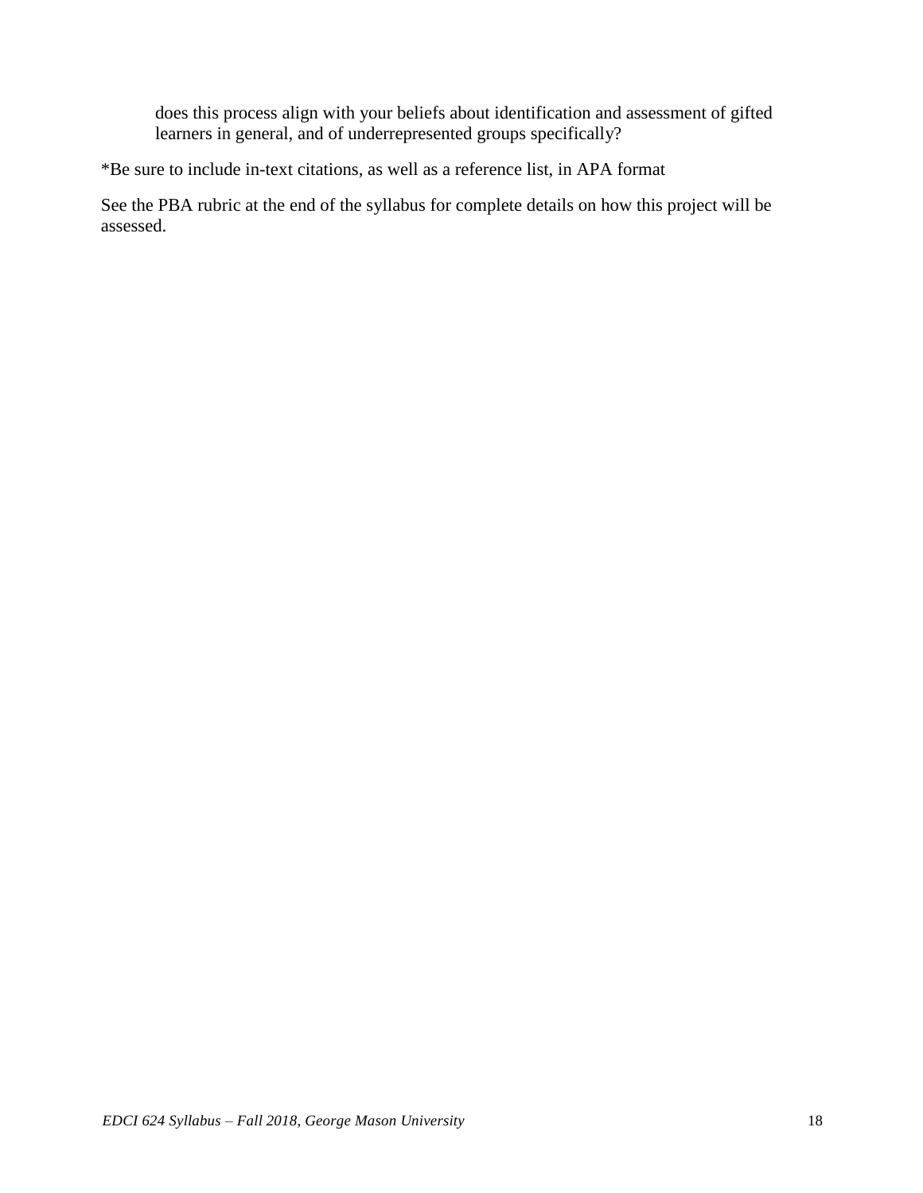does this process align with your beliefs about identification and assessment of gifted learners in general, and of underrepresented groups specifically?

*Be sure to include in-text citations, as well as a reference list, in APA format

See the PBA rubric at the end of the syllabus for complete details on how this project will be assessed.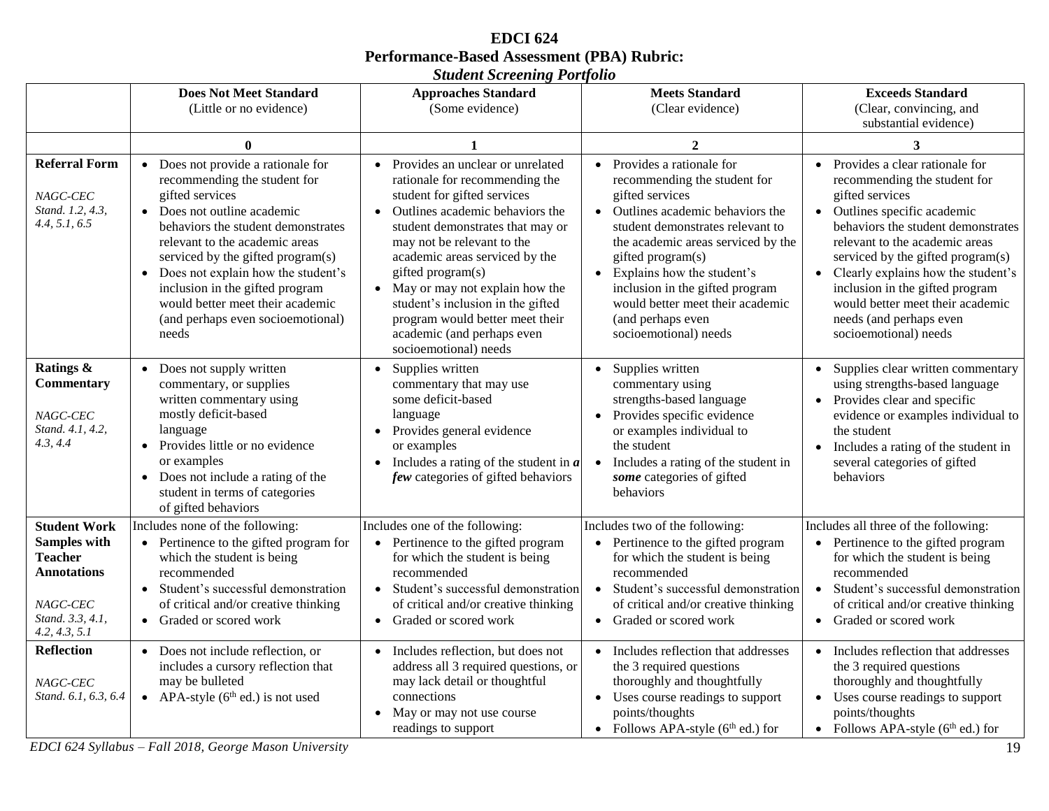**EDCI 624**
**Performance-Based Assessment (PBA) Rubric:**
***Student Screening Portfolio***

| | **Does Not Meet Standard** (Little or no evidence) | **Approaches Standard** (Some evidence) | **Meets Standard** (Clear evidence) | **Exceeds Standard** (Clear, convincing, and substantial evidence) |
|---|---|---|---|---|
| | **0** | **1** | **2** | **3** |
| **Referral Form** <br><br> *NAGC-CEC Stand. 1.2, 4.3, 4.4, 5.1, 6.5* | • Does not provide a rationale for recommending the student for gifted services <br> • Does not outline academic behaviors the student demonstrates relevant to the academic areas serviced by the gifted program(s) <br> • Does not explain how the student's inclusion in the gifted program would better meet their academic (and perhaps even socioemotional) needs | • Provides an unclear or unrelated rationale for recommending the student for gifted services <br> • Outlines academic behaviors the student demonstrates that may or may not be relevant to the academic areas serviced by the gifted program(s) <br> • May or may not explain how the student's inclusion in the gifted program would better meet their academic (and perhaps even socioemotional) needs | • Provides a rationale for recommending the student for gifted services <br> • Outlines academic behaviors the student demonstrates relevant to the academic areas serviced by the gifted program(s) <br> • Explains how the student's inclusion in the gifted program would better meet their academic (and perhaps even socioemotional) needs | • Provides a clear rationale for recommending the student for gifted services <br> • Outlines specific academic behaviors the student demonstrates relevant to the academic areas serviced by the gifted program(s) <br> • Clearly explains how the student's inclusion in the gifted program would better meet their academic needs (and perhaps even socioemotional) needs |
| **Ratings & Commentary** <br><br> *NAGC-CEC Stand. 4.1, 4.2, 4.3, 4.4* | • Does not supply written commentary, or supplies written commentary using mostly deficit-based language <br> • Provides little or no evidence or examples <br> • Does not include a rating of the student in terms of categories of gifted behaviors | • Supplies written commentary that may use some deficit-based language <br> • Provides general evidence or examples <br> • Includes a rating of the student in ***a few*** categories of gifted behaviors | • Supplies written commentary using strengths-based language <br> • Provides specific evidence or examples individual to the student <br> • Includes a rating of the student in ***some*** categories of gifted behaviors | • Supplies clear written commentary using strengths-based language <br> • Provides clear and specific evidence or examples individual to the student <br> • Includes a rating of the student in several categories of gifted behaviors |
| **Student Work Samples with Teacher Annotations** <br><br> *NAGC-CEC Stand. 3.3, 4.1, 4.2, 4.3, 5.1* | Includes none of the following: <br> • Pertinence to the gifted program for which the student is being recommended <br> • Student's successful demonstration of critical and/or creative thinking <br> • Graded or scored work | Includes one of the following: <br> • Pertinence to the gifted program for which the student is being recommended <br> • Student's successful demonstration of critical and/or creative thinking <br> • Graded or scored work | Includes two of the following: <br> • Pertinence to the gifted program for which the student is being recommended <br> • Student's successful demonstration of critical and/or creative thinking <br> • Graded or scored work | Includes all three of the following: <br> • Pertinence to the gifted program for which the student is being recommended <br> • Student's successful demonstration of critical and/or creative thinking <br> • Graded or scored work |
| **Reflection** <br><br> *NAGC-CEC Stand. 6.1, 6.3, 6.4* | • Does not include reflection, or includes a cursory reflection that may be bulleted <br> • APA-style (6th ed.) is not used | • Includes reflection, but does not address all 3 required questions, or may lack detail or thoughtful connections <br> • May or may not use course readings to support | • Includes reflection that addresses the 3 required questions thoroughly and thoughtfully <br> • Uses course readings to support points/thoughts <br> • Follows APA-style (6th ed.) for | • Includes reflection that addresses the 3 required questions thoroughly and thoughtfully <br> • Uses course readings to support points/thoughts <br> • Follows APA-style (6th ed.) for |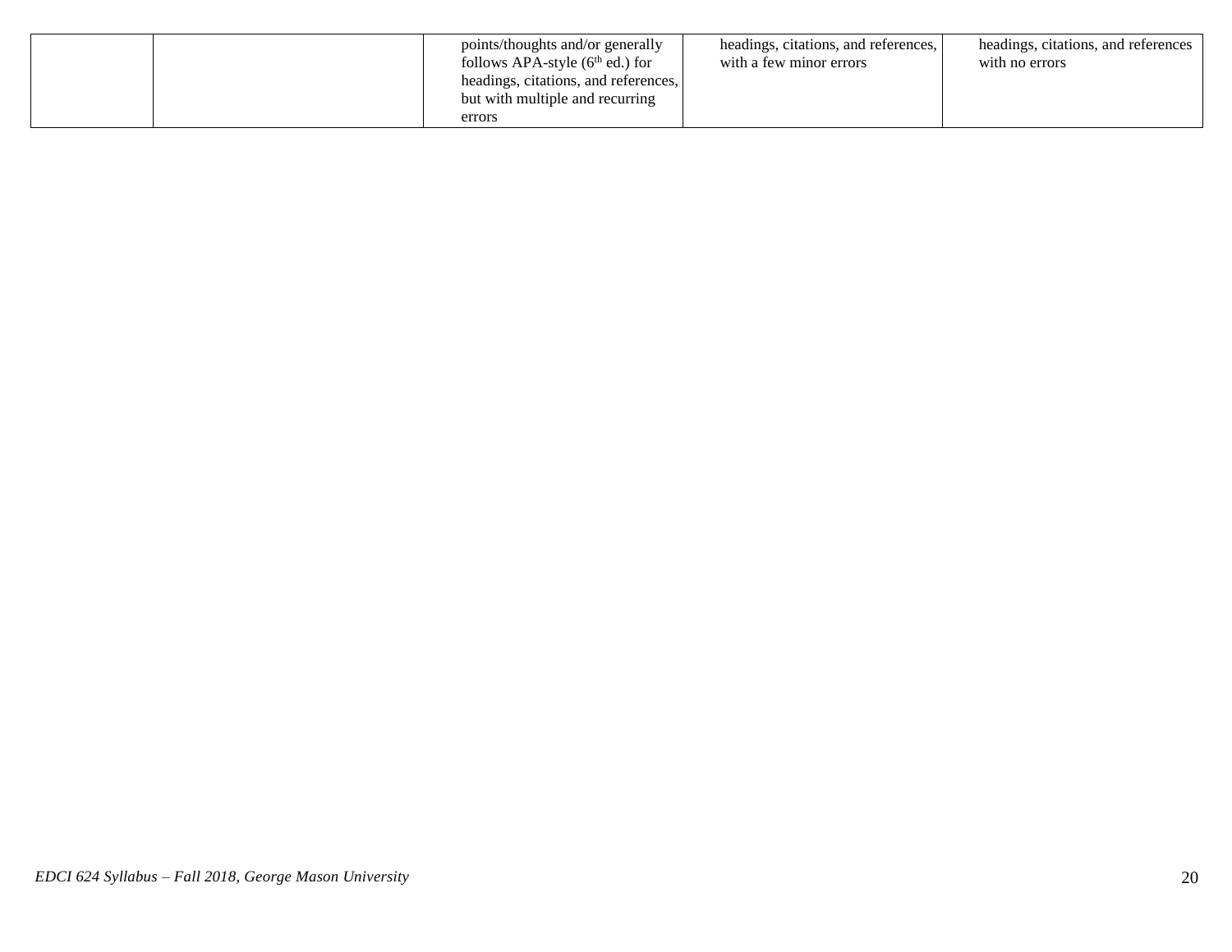|  |  | points/thoughts and/or generally follows APA-style (6th ed.) for headings, citations, and references, but with multiple and recurring errors | headings, citations, and references, with a few minor errors | headings, citations, and references with no errors |
|---|---|---|---|---|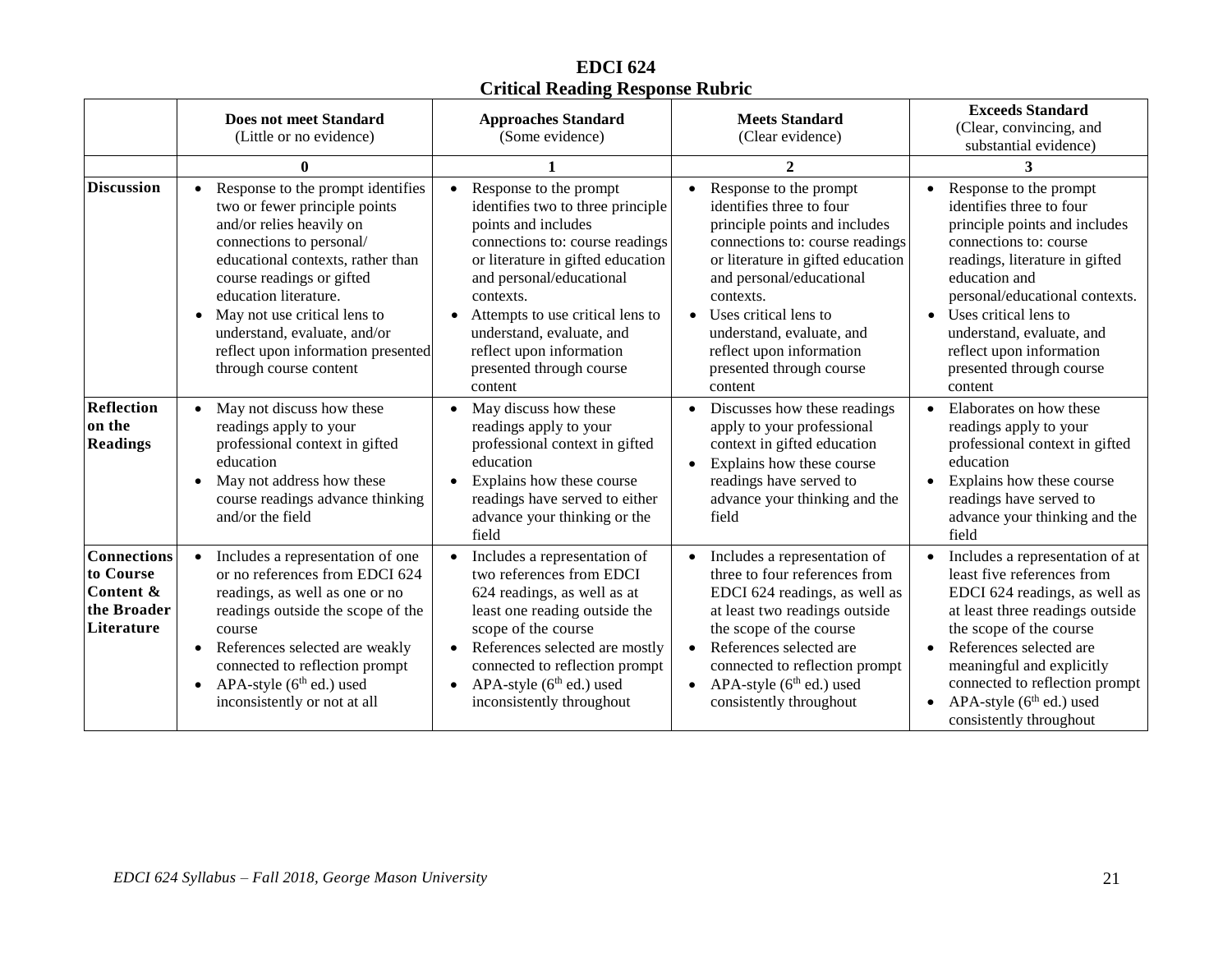# EDCI 624
## Critical Reading Response Rubric

| | **Does not meet Standard** (Little or no evidence) | **Approaches Standard** (Some evidence) | **Meets Standard** (Clear evidence) | **Exceeds Standard** (Clear, convincing, and substantial evidence) |
|---|---|---|---|---|
| | **0** | **1** | **2** | **3** |
| **Discussion** | • Response to the prompt identifies two or fewer principle points and/or relies heavily on connections to personal/ educational contexts, rather than course readings or gifted education literature.<br>• May not use critical lens to understand, evaluate, and/or reflect upon information presented through course content | • Response to the prompt identifies two to three principle points and includes connections to: course readings or literature in gifted education and personal/educational contexts.<br>• Attempts to use critical lens to understand, evaluate, and reflect upon information presented through course content | • Response to the prompt identifies three to four principle points and includes connections to: course readings or literature in gifted education and personal/educational contexts.<br>• Uses critical lens to understand, evaluate, and reflect upon information presented through course content | • Response to the prompt identifies three to four principle points and includes connections to: course readings, literature in gifted education and personal/educational contexts.<br>• Uses critical lens to understand, evaluate, and reflect upon information presented through course content |
| **Reflection on the Readings** | • May not discuss how these readings apply to your professional context in gifted education<br>• May not address how these course readings advance thinking and/or the field | • May discuss how these readings apply to your professional context in gifted education<br>• Explains how these course readings have served to either advance your thinking or the field | • Discusses how these readings apply to your professional context in gifted education<br>• Explains how these course readings have served to advance your thinking and the field | • Elaborates on how these readings apply to your professional context in gifted education<br>• Explains how these course readings have served to advance your thinking and the field |
| **Connections to Course Content & the Broader Literature** | • Includes a representation of one or no references from EDCI 624 readings, as well as one or no readings outside the scope of the course<br>• References selected are weakly connected to reflection prompt<br>• APA-style (6th ed.) used inconsistently or not at all | • Includes a representation of two references from EDCI 624 readings, as well as at least one reading outside the scope of the course<br>• References selected are mostly connected to reflection prompt<br>• APA-style (6th ed.) used inconsistently throughout | • Includes a representation of three to four references from EDCI 624 readings, as well as at least two readings outside the scope of the course<br>• References selected are connected to reflection prompt<br>• APA-style (6th ed.) used consistently throughout | • Includes a representation of at least five references from EDCI 624 readings, as well as at least three readings outside the scope of the course<br>• References selected are meaningful and explicitly connected to reflection prompt<br>• APA-style (6th ed.) used consistently throughout |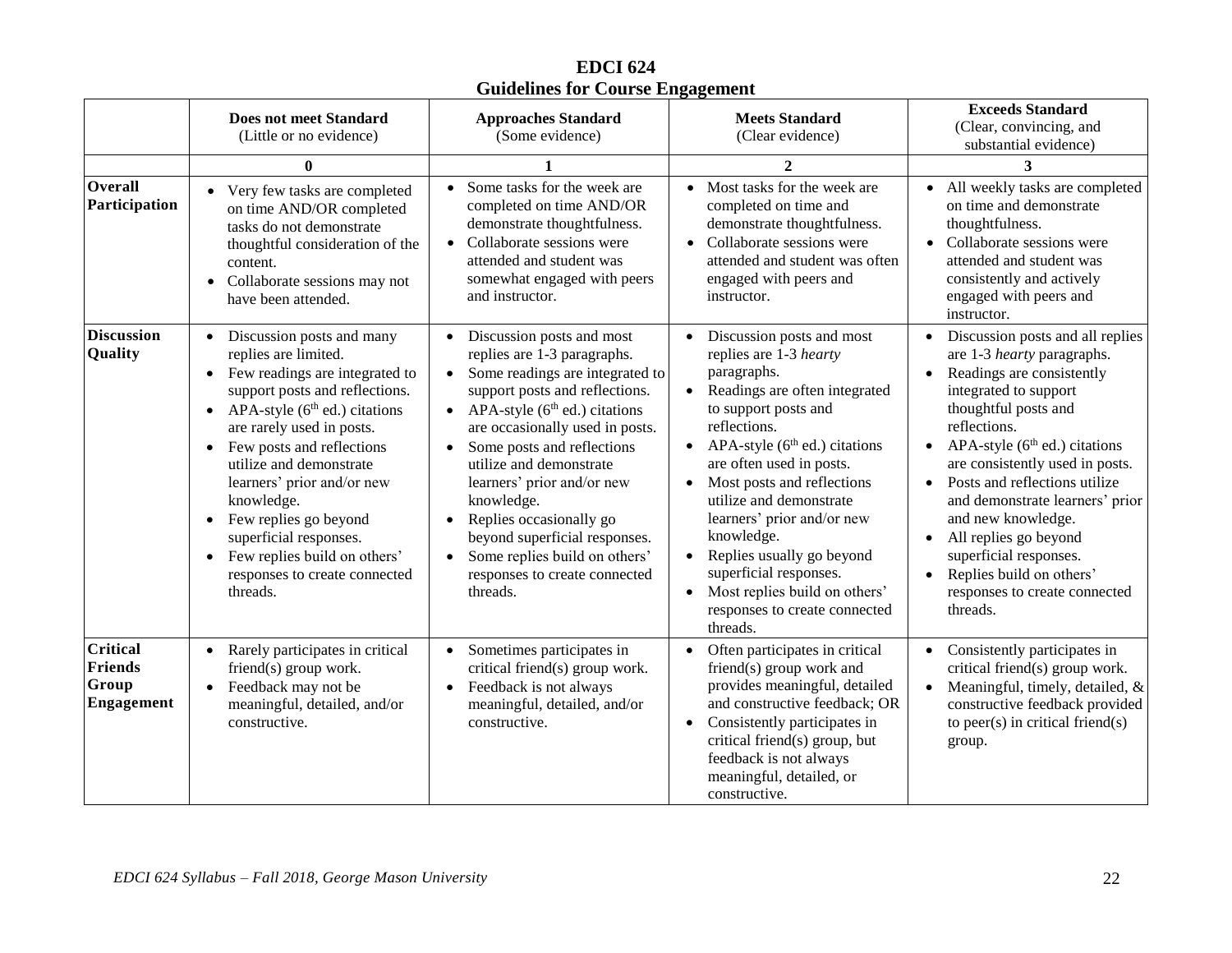# EDCI 624
## Guidelines for Course Engagement

| | Does not meet Standard (Little or no evidence) | Approaches Standard (Some evidence) | Meets Standard (Clear evidence) | Exceeds Standard (Clear, convincing, and substantial evidence) |
|---|---|---|---|---|
| | **0** | **1** | **2** | **3** |
| **Overall Participation** | • Very few tasks are completed on time AND/OR completed tasks do not demonstrate thoughtful consideration of the content.<br>• Collaborate sessions may not have been attended. | • Some tasks for the week are completed on time AND/OR demonstrate thoughtfulness.<br>• Collaborate sessions were attended and student was somewhat engaged with peers and instructor. | • Most tasks for the week are completed on time and demonstrate thoughtfulness.<br>• Collaborate sessions were attended and student was often engaged with peers and instructor. | • All weekly tasks are completed on time and demonstrate thoughtfulness.<br>• Collaborate sessions were attended and student was consistently and actively engaged with peers and instructor. |
| **Discussion Quality** | • Discussion posts and many replies are limited.<br>• Few readings are integrated to support posts and reflections.<br>• APA-style (6th ed.) citations are rarely used in posts.<br>• Few posts and reflections utilize and demonstrate learners' prior and/or new knowledge.<br>• Few replies go beyond superficial responses.<br>• Few replies build on others' responses to create connected threads. | • Discussion posts and most replies are 1-3 paragraphs.<br>• Some readings are integrated to support posts and reflections.<br>• APA-style (6th ed.) citations are occasionally used in posts.<br>• Some posts and reflections utilize and demonstrate learners' prior and/or new knowledge.<br>• Replies occasionally go beyond superficial responses.<br>• Some replies build on others' responses to create connected threads. | • Discussion posts and most replies are 1-3 *hearty* paragraphs.<br>• Readings are often integrated to support posts and reflections.<br>• APA-style (6th ed.) citations are often used in posts.<br>• Most posts and reflections utilize and demonstrate learners' prior and/or new knowledge.<br>• Replies usually go beyond superficial responses.<br>• Most replies build on others' responses to create connected threads. | • Discussion posts and all replies are 1-3 *hearty* paragraphs.<br>• Readings are consistently integrated to support thoughtful posts and reflections.<br>• APA-style (6th ed.) citations are consistently used in posts.<br>• Posts and reflections utilize and demonstrate learners' prior and new knowledge.<br>• All replies go beyond superficial responses.<br>• Replies build on others' responses to create connected threads. |
| **Critical Friends Group Engagement** | • Rarely participates in critical friend(s) group work.<br>• Feedback may not be meaningful, detailed, and/or constructive. | • Sometimes participates in critical friend(s) group work.<br>• Feedback is not always meaningful, detailed, and/or constructive. | • Often participates in critical friend(s) group work and provides meaningful, detailed and constructive feedback; OR<br>• Consistently participates in critical friend(s) group, but feedback is not always meaningful, detailed, or constructive. | • Consistently participates in critical friend(s) group work.<br>• Meaningful, timely, detailed, & constructive feedback provided to peer(s) in critical friend(s) group. |